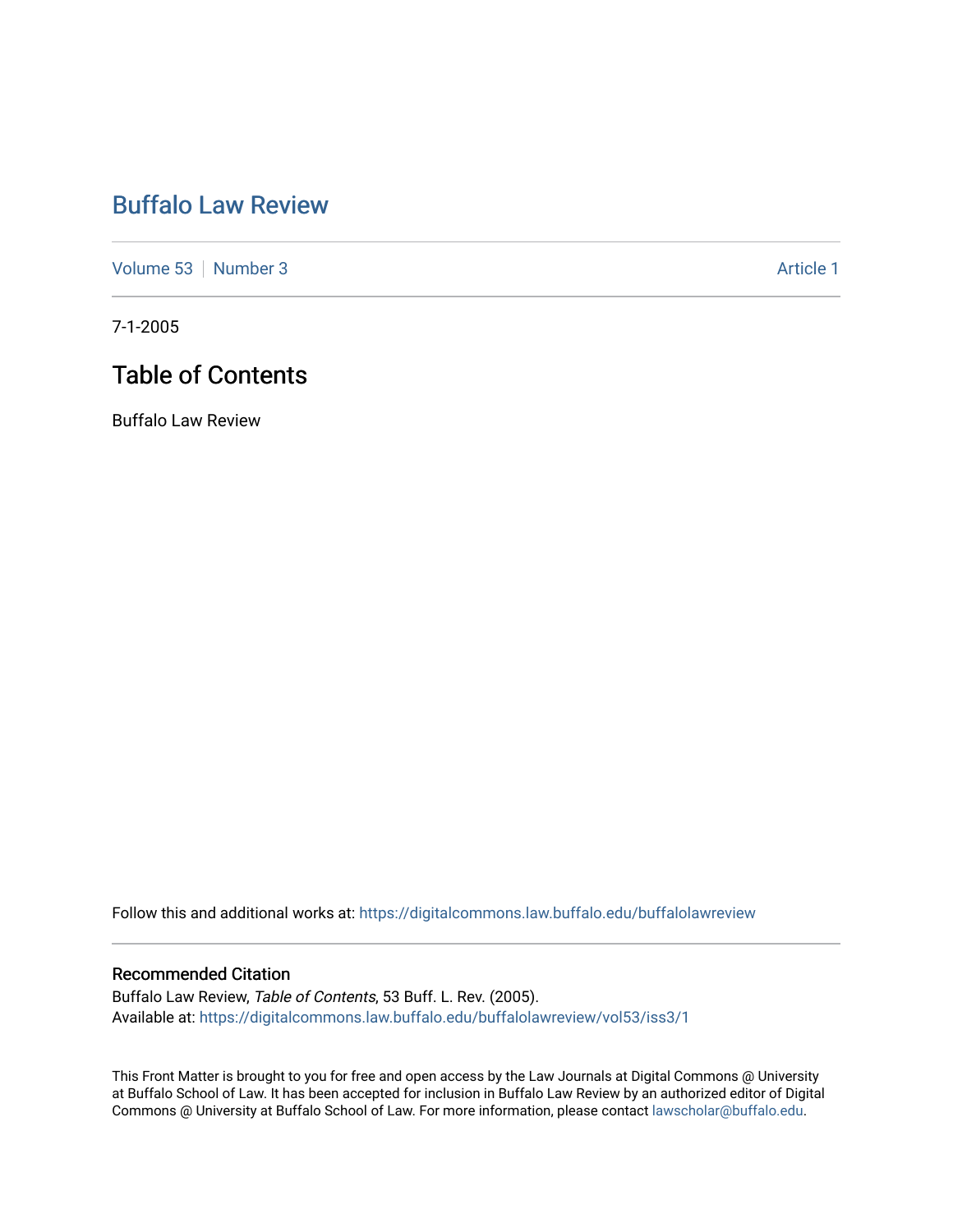# Buffalo Law Review

Volume 53 | Number 3 Article 1

7-1-2005

## Table of Contents

Buffalo Law Review

Follow this and additional works at: https://digitalcommons.law.buffalo.edu/buffalolawreview

### Recommended Citation

Buffalo Law Review, *Table of Contents*, 53 Buff. L. Rev. (2005).
Available at: https://digitalcommons.law.buffalo.edu/buffalolawreview/vol53/iss3/1

This Front Matter is brought to you for free and open access by the Law Journals at Digital Commons @ University at Buffalo School of Law. It has been accepted for inclusion in Buffalo Law Review by an authorized editor of Digital Commons @ University at Buffalo School of Law. For more information, please contact lawscholar@buffalo.edu.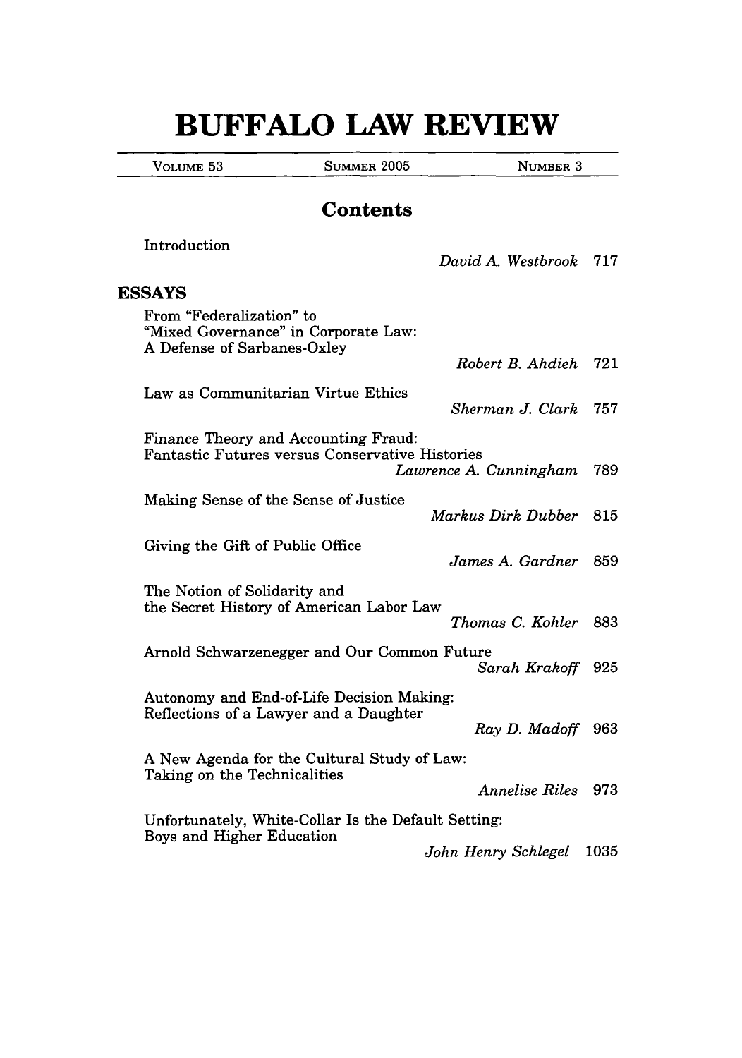# BUFFALO LAW REVIEW

| VOLUME 53 | SUMMER 2005 | NUMBER 3 |
| --- | --- | --- |

## Contents

Introduction
*David A. Westbrook* 717

## ESSAYS

From "Federalization" to "Mixed Governance" in Corporate Law: A Defense of Sarbanes-Oxley
*Robert B. Ahdieh* 721

Law as Communitarian Virtue Ethics
*Sherman J. Clark* 757

Finance Theory and Accounting Fraud: Fantastic Futures versus Conservative Histories
*Lawrence A. Cunningham* 789

Making Sense of the Sense of Justice
*Markus Dirk Dubber* 815

Giving the Gift of Public Office
*James A. Gardner* 859

The Notion of Solidarity and the Secret History of American Labor Law
*Thomas C. Kohler* 883

Arnold Schwarzenegger and Our Common Future
*Sarah Krakoff* 925

Autonomy and End-of-Life Decision Making: Reflections of a Lawyer and a Daughter
*Ray D. Madoff* 963

A New Agenda for the Cultural Study of Law: Taking on the Technicalities
*Annelise Riles* 973

Unfortunately, White-Collar Is the Default Setting: Boys and Higher Education
*John Henry Schlegel* 1035